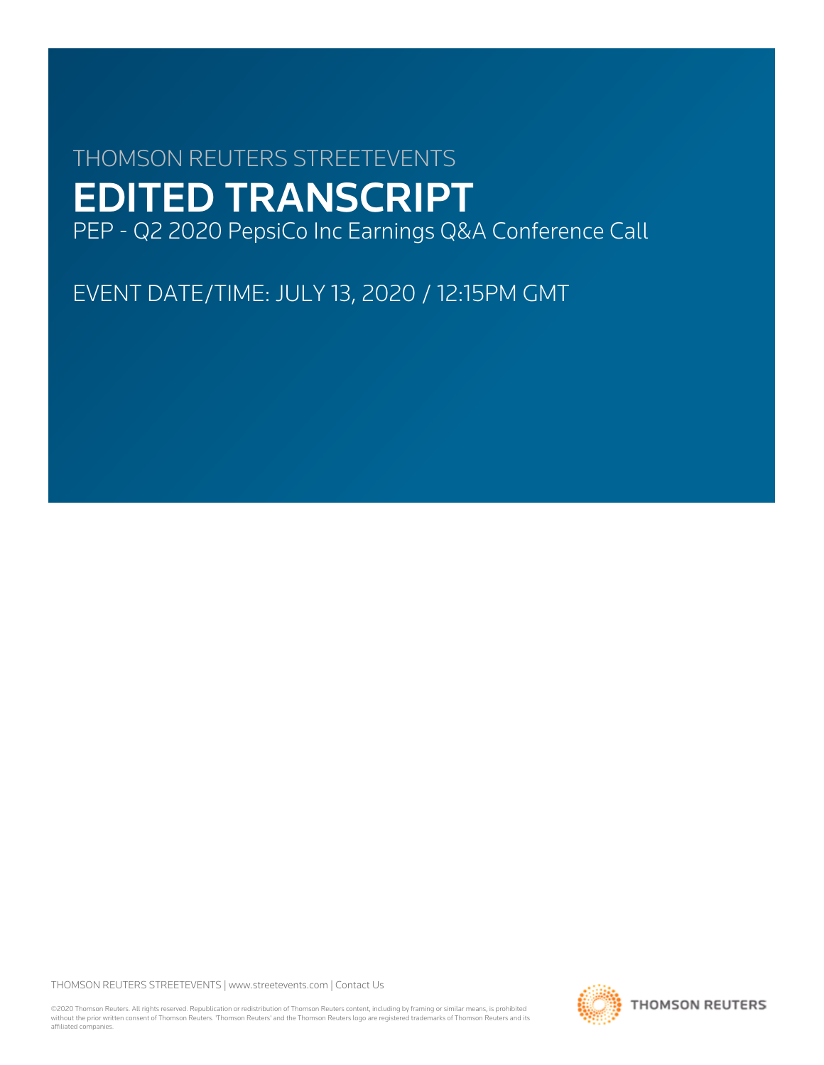THOMSON REUTERS STREETEVENTS

# EDITED TRANSCRIPT

PEP - Q2 2020 PepsiCo Inc Earnings Q&A Conference Call

EVENT DATE/TIME: JULY 13, 2020 / 12:15PM GMT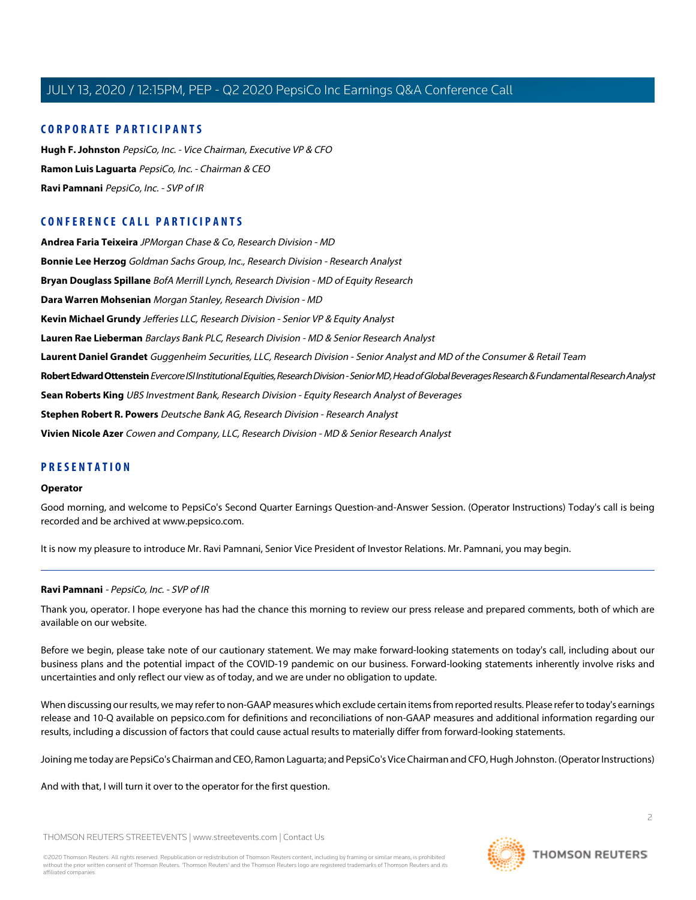## CORPORATE PARTICIPANTS

**Hugh F. Johnston** *PepsiCo, Inc. - Vice Chairman, Executive VP & CFO*

**Ramon Luis Laguarta** *PepsiCo, Inc. - Chairman & CEO*

**Ravi Pamnani** *PepsiCo, Inc. - SVP of IR*

## CONFERENCE CALL PARTICIPANTS

**Andrea Faria Teixeira** *JPMorgan Chase & Co, Research Division - MD*

**Bonnie Lee Herzog** *Goldman Sachs Group, Inc., Research Division - Research Analyst*

**Bryan Douglass Spillane** *BofA Merrill Lynch, Research Division - MD of Equity Research*

**Dara Warren Mohsenian** *Morgan Stanley, Research Division - MD*

**Kevin Michael Grundy** *Jefferies LLC, Research Division - Senior VP & Equity Analyst*

**Lauren Rae Lieberman** *Barclays Bank PLC, Research Division - MD & Senior Research Analyst*

**Laurent Daniel Grandet** *Guggenheim Securities, LLC, Research Division - Senior Analyst and MD of the Consumer & Retail Team*

**Robert Edward Ottenstein** *Evercore ISI Institutional Equities, Research Division - Senior MD, Head of Global Beverages Research & Fundamental Research Analyst*

**Sean Roberts King** *UBS Investment Bank, Research Division - Equity Research Analyst of Beverages*

**Stephen Robert R. Powers** *Deutsche Bank AG, Research Division - Research Analyst*

**Vivien Nicole Azer** *Cowen and Company, LLC, Research Division - MD & Senior Research Analyst*

## PRESENTATION

### Operator

Good morning, and welcome to PepsiCo's Second Quarter Earnings Question-and-Answer Session. (Operator Instructions) Today's call is being recorded and be archived at www.pepsico.com.

It is now my pleasure to introduce Mr. Ravi Pamnani, Senior Vice President of Investor Relations. Mr. Pamnani, you may begin.

---

### Ravi Pamnani - *PepsiCo, Inc. - SVP of IR*

Thank you, operator. I hope everyone has had the chance this morning to review our press release and prepared comments, both of which are available on our website.

Before we begin, please take note of our cautionary statement. We may make forward-looking statements on today's call, including about our business plans and the potential impact of the COVID-19 pandemic on our business. Forward-looking statements inherently involve risks and uncertainties and only reflect our view as of today, and we are under no obligation to update.

When discussing our results, we may refer to non-GAAP measures which exclude certain items from reported results. Please refer to today's earnings release and 10-Q available on pepsico.com for definitions and reconciliations of non-GAAP measures and additional information regarding our results, including a discussion of factors that could cause actual results to materially differ from forward-looking statements.

Joining me today are PepsiCo's Chairman and CEO, Ramon Laguarta; and PepsiCo's Vice Chairman and CFO, Hugh Johnston. (Operator Instructions)

And with that, I will turn it over to the operator for the first question.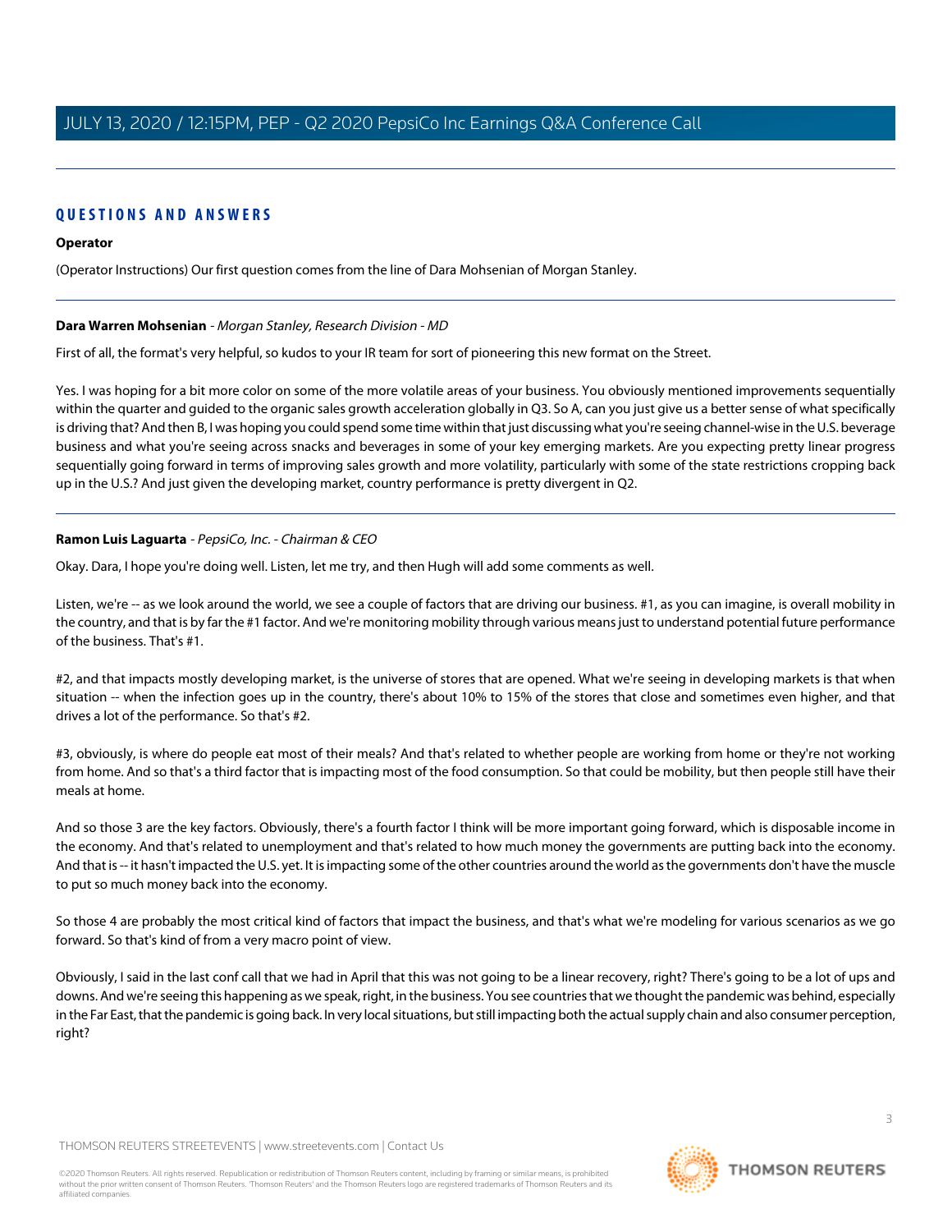## QUESTIONS AND ANSWERS

**Operator**

(Operator Instructions) Our first question comes from the line of Dara Mohsenian of Morgan Stanley.

---

**Dara Warren Mohsenian** - *Morgan Stanley, Research Division - MD*

First of all, the format's very helpful, so kudos to your IR team for sort of pioneering this new format on the Street.

Yes. I was hoping for a bit more color on some of the more volatile areas of your business. You obviously mentioned improvements sequentially within the quarter and guided to the organic sales growth acceleration globally in Q3. So A, can you just give us a better sense of what specifically is driving that? And then B, I was hoping you could spend some time within that just discussing what you're seeing channel-wise in the U.S. beverage business and what you're seeing across snacks and beverages in some of your key emerging markets. Are you expecting pretty linear progress sequentially going forward in terms of improving sales growth and more volatility, particularly with some of the state restrictions cropping back up in the U.S.? And just given the developing market, country performance is pretty divergent in Q2.

---

**Ramon Luis Laguarta** - *PepsiCo, Inc. - Chairman & CEO*

Okay. Dara, I hope you're doing well. Listen, let me try, and then Hugh will add some comments as well.

Listen, we're -- as we look around the world, we see a couple of factors that are driving our business. #1, as you can imagine, is overall mobility in the country, and that is by far the #1 factor. And we're monitoring mobility through various means just to understand potential future performance of the business. That's #1.

#2, and that impacts mostly developing market, is the universe of stores that are opened. What we're seeing in developing markets is that when situation -- when the infection goes up in the country, there's about 10% to 15% of the stores that close and sometimes even higher, and that drives a lot of the performance. So that's #2.

#3, obviously, is where do people eat most of their meals? And that's related to whether people are working from home or they're not working from home. And so that's a third factor that is impacting most of the food consumption. So that could be mobility, but then people still have their meals at home.

And so those 3 are the key factors. Obviously, there's a fourth factor I think will be more important going forward, which is disposable income in the economy. And that's related to unemployment and that's related to how much money the governments are putting back into the economy. And that is -- it hasn't impacted the U.S. yet. It is impacting some of the other countries around the world as the governments don't have the muscle to put so much money back into the economy.

So those 4 are probably the most critical kind of factors that impact the business, and that's what we're modeling for various scenarios as we go forward. So that's kind of from a very macro point of view.

Obviously, I said in the last conf call that we had in April that this was not going to be a linear recovery, right? There's going to be a lot of ups and downs. And we're seeing this happening as we speak, right, in the business. You see countries that we thought the pandemic was behind, especially in the Far East, that the pandemic is going back. In very local situations, but still impacting both the actual supply chain and also consumer perception, right?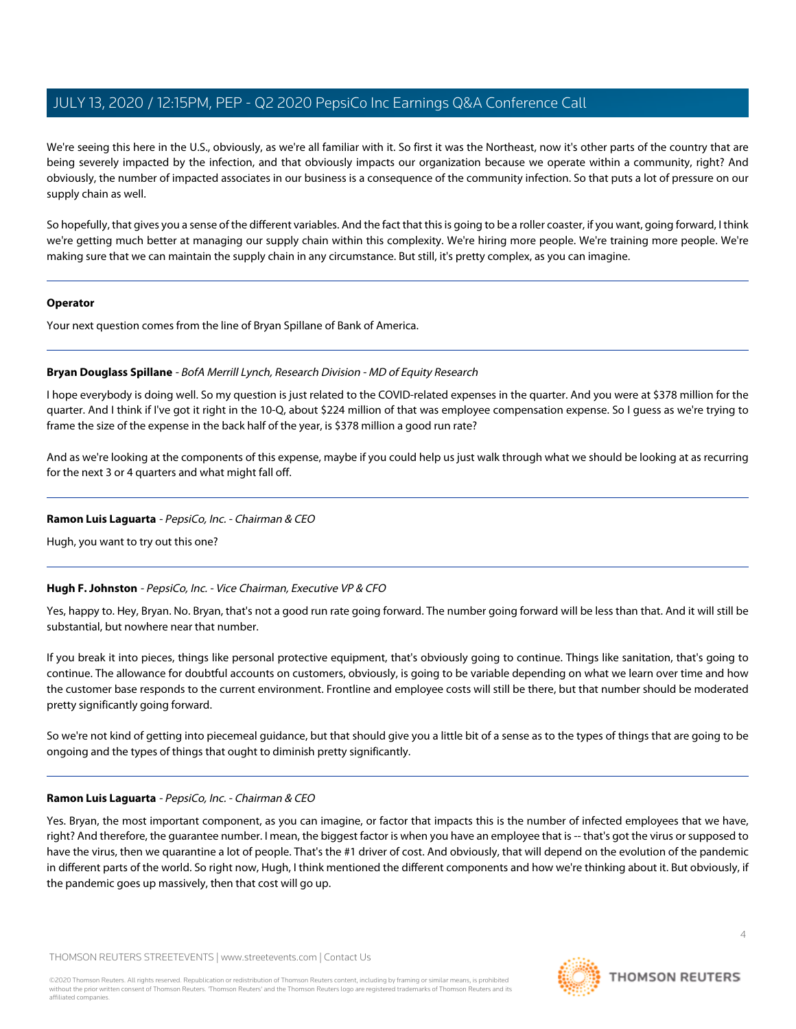We're seeing this here in the U.S., obviously, as we're all familiar with it. So first it was the Northeast, now it's other parts of the country that are being severely impacted by the infection, and that obviously impacts our organization because we operate within a community, right? And obviously, the number of impacted associates in our business is a consequence of the community infection. So that puts a lot of pressure on our supply chain as well.

So hopefully, that gives you a sense of the different variables. And the fact that this is going to be a roller coaster, if you want, going forward, I think we're getting much better at managing our supply chain within this complexity. We're hiring more people. We're training more people. We're making sure that we can maintain the supply chain in any circumstance. But still, it's pretty complex, as you can imagine.

---

**Operator**

Your next question comes from the line of Bryan Spillane of Bank of America.

---

**Bryan Douglass Spillane** - *BofA Merrill Lynch, Research Division - MD of Equity Research*

I hope everybody is doing well. So my question is just related to the COVID-related expenses in the quarter. And you were at $378 million for the quarter. And I think if I've got it right in the 10-Q, about $224 million of that was employee compensation expense. So I guess as we're trying to frame the size of the expense in the back half of the year, is $378 million a good run rate?

And as we're looking at the components of this expense, maybe if you could help us just walk through what we should be looking at as recurring for the next 3 or 4 quarters and what might fall off.

---

**Ramon Luis Laguarta** - *PepsiCo, Inc. - Chairman & CEO*

Hugh, you want to try out this one?

---

**Hugh F. Johnston** - *PepsiCo, Inc. - Vice Chairman, Executive VP & CFO*

Yes, happy to. Hey, Bryan. No. Bryan, that's not a good run rate going forward. The number going forward will be less than that. And it will still be substantial, but nowhere near that number.

If you break it into pieces, things like personal protective equipment, that's obviously going to continue. Things like sanitation, that's going to continue. The allowance for doubtful accounts on customers, obviously, is going to be variable depending on what we learn over time and how the customer base responds to the current environment. Frontline and employee costs will still be there, but that number should be moderated pretty significantly going forward.

So we're not kind of getting into piecemeal guidance, but that should give you a little bit of a sense as to the types of things that are going to be ongoing and the types of things that ought to diminish pretty significantly.

---

**Ramon Luis Laguarta** - *PepsiCo, Inc. - Chairman & CEO*

Yes. Bryan, the most important component, as you can imagine, or factor that impacts this is the number of infected employees that we have, right? And therefore, the guarantee number. I mean, the biggest factor is when you have an employee that is -- that's got the virus or supposed to have the virus, then we quarantine a lot of people. That's the #1 driver of cost. And obviously, that will depend on the evolution of the pandemic in different parts of the world. So right now, Hugh, I think mentioned the different components and how we're thinking about it. But obviously, if the pandemic goes up massively, then that cost will go up.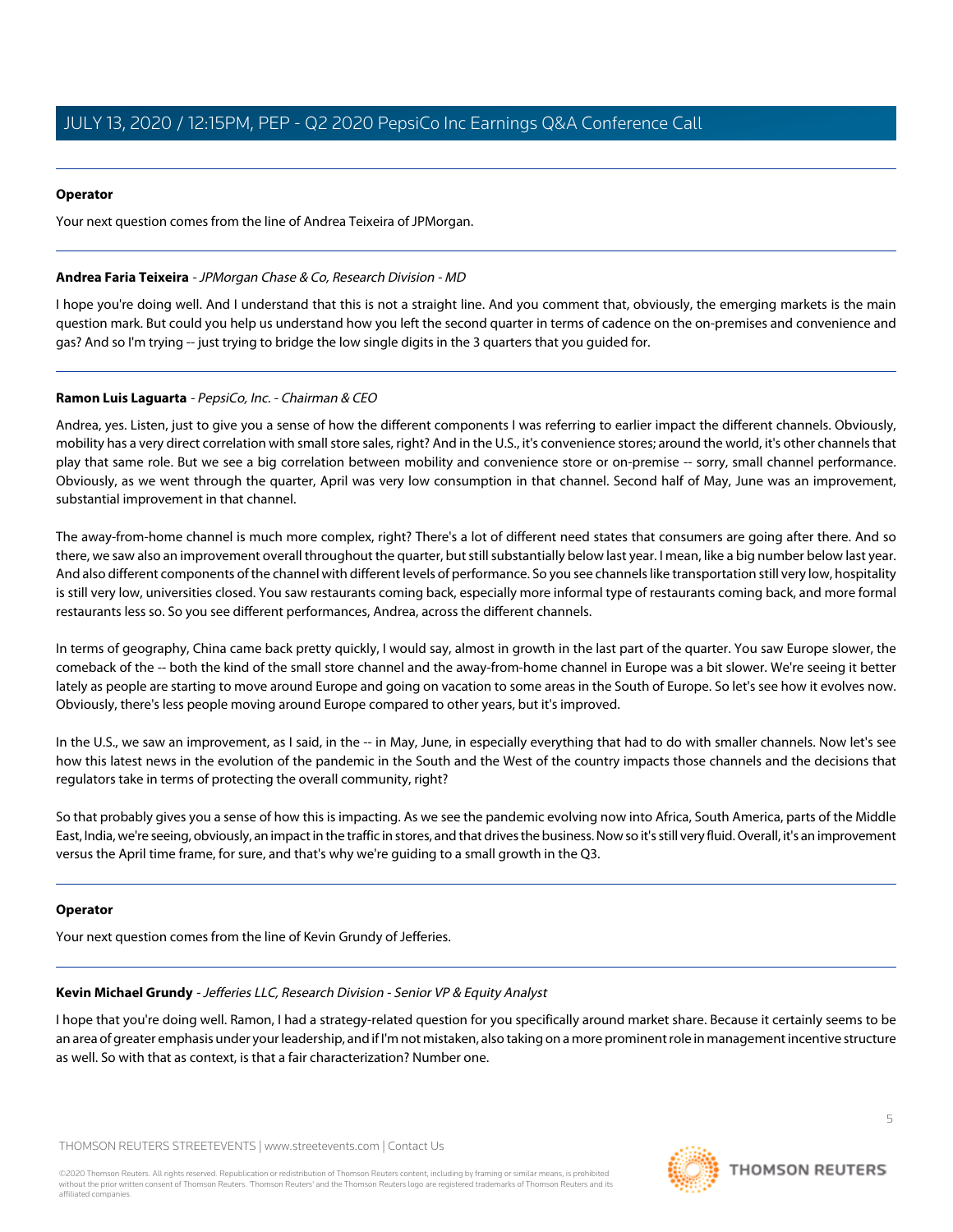**Operator**

Your next question comes from the line of Andrea Teixeira of JPMorgan.

---

**Andrea Faria Teixeira** - *JPMorgan Chase & Co, Research Division - MD*

I hope you're doing well. And I understand that this is not a straight line. And you comment that, obviously, the emerging markets is the main question mark. But could you help us understand how you left the second quarter in terms of cadence on the on-premises and convenience and gas? And so I'm trying -- just trying to bridge the low single digits in the 3 quarters that you guided for.

---

**Ramon Luis Laguarta** - *PepsiCo, Inc. - Chairman & CEO*

Andrea, yes. Listen, just to give you a sense of how the different components I was referring to earlier impact the different channels. Obviously, mobility has a very direct correlation with small store sales, right? And in the U.S., it's convenience stores; around the world, it's other channels that play that same role. But we see a big correlation between mobility and convenience store or on-premise -- sorry, small channel performance. Obviously, as we went through the quarter, April was very low consumption in that channel. Second half of May, June was an improvement, substantial improvement in that channel.

The away-from-home channel is much more complex, right? There's a lot of different need states that consumers are going after there. And so there, we saw also an improvement overall throughout the quarter, but still substantially below last year. I mean, like a big number below last year. And also different components of the channel with different levels of performance. So you see channels like transportation still very low, hospitality is still very low, universities closed. You saw restaurants coming back, especially more informal type of restaurants coming back, and more formal restaurants less so. So you see different performances, Andrea, across the different channels.

In terms of geography, China came back pretty quickly, I would say, almost in growth in the last part of the quarter. You saw Europe slower, the comeback of the -- both the kind of the small store channel and the away-from-home channel in Europe was a bit slower. We're seeing it better lately as people are starting to move around Europe and going on vacation to some areas in the South of Europe. So let's see how it evolves now. Obviously, there's less people moving around Europe compared to other years, but it's improved.

In the U.S., we saw an improvement, as I said, in the -- in May, June, in especially everything that had to do with smaller channels. Now let's see how this latest news in the evolution of the pandemic in the South and the West of the country impacts those channels and the decisions that regulators take in terms of protecting the overall community, right?

So that probably gives you a sense of how this is impacting. As we see the pandemic evolving now into Africa, South America, parts of the Middle East, India, we're seeing, obviously, an impact in the traffic in stores, and that drives the business. Now so it's still very fluid. Overall, it's an improvement versus the April time frame, for sure, and that's why we're guiding to a small growth in the Q3.

---

**Operator**

Your next question comes from the line of Kevin Grundy of Jefferies.

---

**Kevin Michael Grundy** - *Jefferies LLC, Research Division - Senior VP & Equity Analyst*

I hope that you're doing well. Ramon, I had a strategy-related question for you specifically around market share. Because it certainly seems to be an area of greater emphasis under your leadership, and if I'm not mistaken, also taking on a more prominent role in management incentive structure as well. So with that as context, is that a fair characterization? Number one.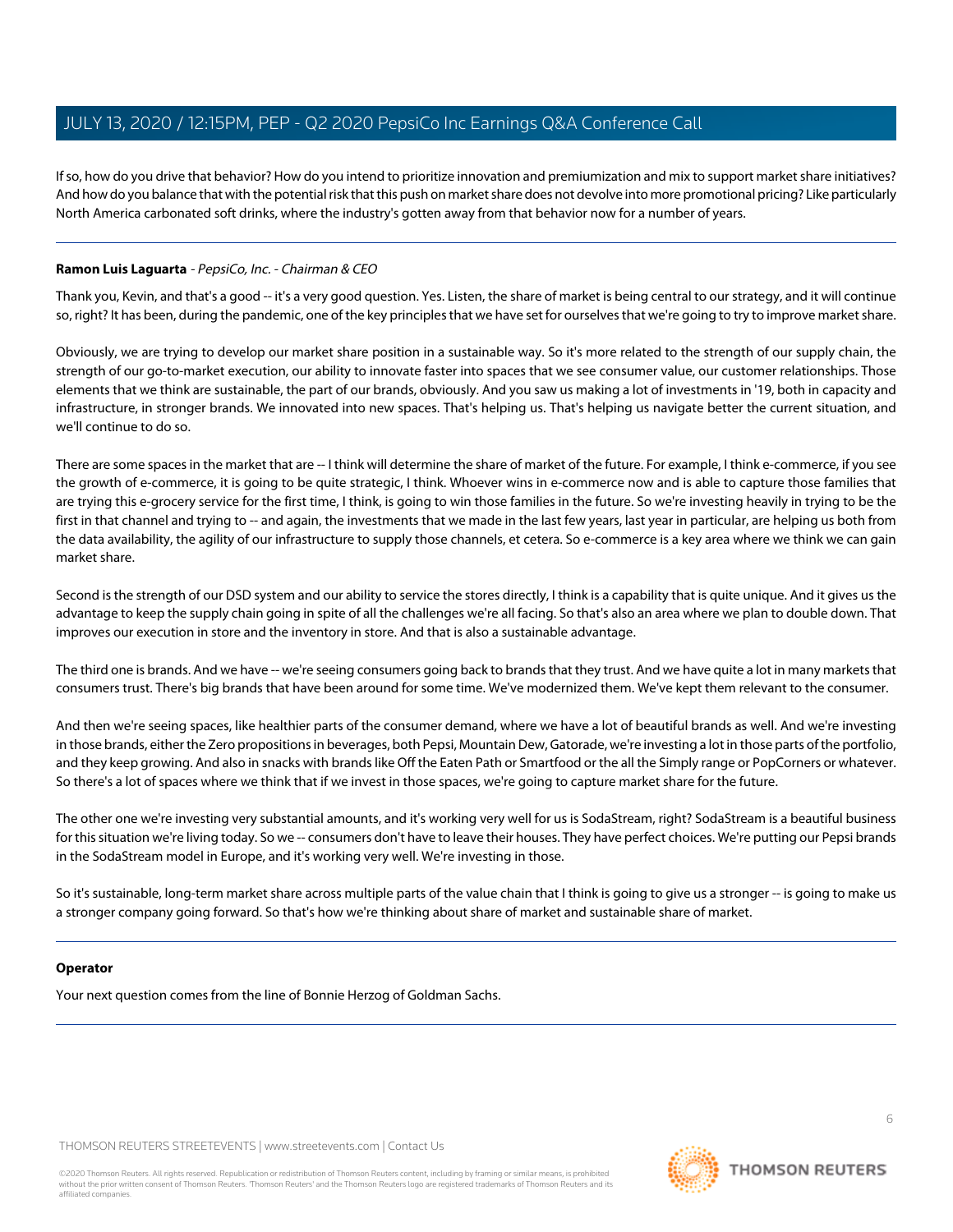If so, how do you drive that behavior? How do you intend to prioritize innovation and premiumization and mix to support market share initiatives? And how do you balance that with the potential risk that this push on market share does not devolve into more promotional pricing? Like particularly North America carbonated soft drinks, where the industry's gotten away from that behavior now for a number of years.

---

**Ramon Luis Laguarta** - *PepsiCo, Inc. - Chairman & CEO*

Thank you, Kevin, and that's a good -- it's a very good question. Yes. Listen, the share of market is being central to our strategy, and it will continue so, right? It has been, during the pandemic, one of the key principles that we have set for ourselves that we're going to try to improve market share.

Obviously, we are trying to develop our market share position in a sustainable way. So it's more related to the strength of our supply chain, the strength of our go-to-market execution, our ability to innovate faster into spaces that we see consumer value, our customer relationships. Those elements that we think are sustainable, the part of our brands, obviously. And you saw us making a lot of investments in '19, both in capacity and infrastructure, in stronger brands. We innovated into new spaces. That's helping us. That's helping us navigate better the current situation, and we'll continue to do so.

There are some spaces in the market that are -- I think will determine the share of market of the future. For example, I think e-commerce, if you see the growth of e-commerce, it is going to be quite strategic, I think. Whoever wins in e-commerce now and is able to capture those families that are trying this e-grocery service for the first time, I think, is going to win those families in the future. So we're investing heavily in trying to be the first in that channel and trying to -- and again, the investments that we made in the last few years, last year in particular, are helping us both from the data availability, the agility of our infrastructure to supply those channels, et cetera. So e-commerce is a key area where we think we can gain market share.

Second is the strength of our DSD system and our ability to service the stores directly, I think is a capability that is quite unique. And it gives us the advantage to keep the supply chain going in spite of all the challenges we're all facing. So that's also an area where we plan to double down. That improves our execution in store and the inventory in store. And that is also a sustainable advantage.

The third one is brands. And we have -- we're seeing consumers going back to brands that they trust. And we have quite a lot in many markets that consumers trust. There's big brands that have been around for some time. We've modernized them. We've kept them relevant to the consumer.

And then we're seeing spaces, like healthier parts of the consumer demand, where we have a lot of beautiful brands as well. And we're investing in those brands, either the Zero propositions in beverages, both Pepsi, Mountain Dew, Gatorade, we're investing a lot in those parts of the portfolio, and they keep growing. And also in snacks with brands like Off the Eaten Path or Smartfood or the all the Simply range or PopCorners or whatever. So there's a lot of spaces where we think that if we invest in those spaces, we're going to capture market share for the future.

The other one we're investing very substantial amounts, and it's working very well for us is SodaStream, right? SodaStream is a beautiful business for this situation we're living today. So we -- consumers don't have to leave their houses. They have perfect choices. We're putting our Pepsi brands in the SodaStream model in Europe, and it's working very well. We're investing in those.

So it's sustainable, long-term market share across multiple parts of the value chain that I think is going to give us a stronger -- is going to make us a stronger company going forward. So that's how we're thinking about share of market and sustainable share of market.

---

**Operator**

Your next question comes from the line of Bonnie Herzog of Goldman Sachs.

---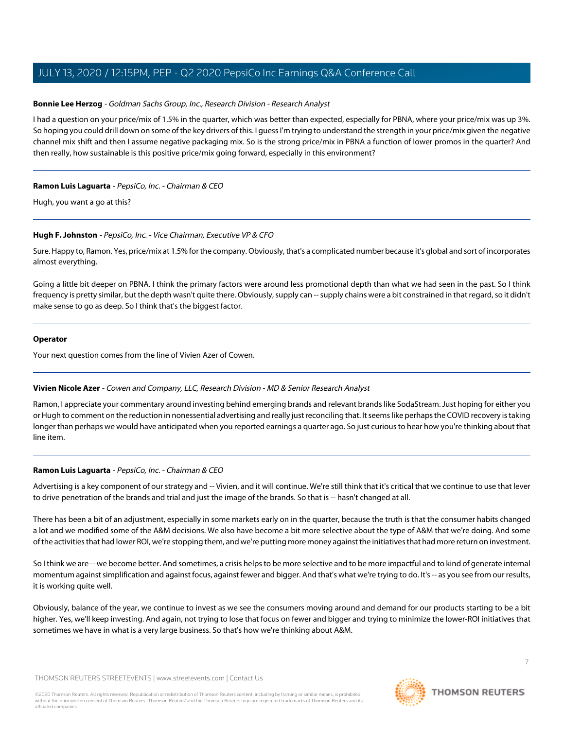**Bonnie Lee Herzog** - *Goldman Sachs Group, Inc., Research Division - Research Analyst*

I had a question on your price/mix of 1.5% in the quarter, which was better than expected, especially for PBNA, where your price/mix was up 3%. So hoping you could drill down on some of the key drivers of this. I guess I'm trying to understand the strength in your price/mix given the negative channel mix shift and then I assume negative packaging mix. So is the strong price/mix in PBNA a function of lower promos in the quarter? And then really, how sustainable is this positive price/mix going forward, especially in this environment?

---

**Ramon Luis Laguarta** - *PepsiCo, Inc. - Chairman & CEO*

Hugh, you want a go at this?

---

**Hugh F. Johnston** - *PepsiCo, Inc. - Vice Chairman, Executive VP & CFO*

Sure. Happy to, Ramon. Yes, price/mix at 1.5% for the company. Obviously, that's a complicated number because it's global and sort of incorporates almost everything.

Going a little bit deeper on PBNA. I think the primary factors were around less promotional depth than what we had seen in the past. So I think frequency is pretty similar, but the depth wasn't quite there. Obviously, supply can -- supply chains were a bit constrained in that regard, so it didn't make sense to go as deep. So I think that's the biggest factor.

---

**Operator**

Your next question comes from the line of Vivien Azer of Cowen.

---

**Vivien Nicole Azer** - *Cowen and Company, LLC, Research Division - MD & Senior Research Analyst*

Ramon, I appreciate your commentary around investing behind emerging brands and relevant brands like SodaStream. Just hoping for either you or Hugh to comment on the reduction in nonessential advertising and really just reconciling that. It seems like perhaps the COVID recovery is taking longer than perhaps we would have anticipated when you reported earnings a quarter ago. So just curious to hear how you're thinking about that line item.

---

**Ramon Luis Laguarta** - *PepsiCo, Inc. - Chairman & CEO*

Advertising is a key component of our strategy and -- Vivien, and it will continue. We're still think that it's critical that we continue to use that lever to drive penetration of the brands and trial and just the image of the brands. So that is -- hasn't changed at all.

There has been a bit of an adjustment, especially in some markets early on in the quarter, because the truth is that the consumer habits changed a lot and we modified some of the A&M decisions. We also have become a bit more selective about the type of A&M that we're doing. And some of the activities that had lower ROI, we're stopping them, and we're putting more money against the initiatives that had more return on investment.

So I think we are -- we become better. And sometimes, a crisis helps to be more selective and to be more impactful and to kind of generate internal momentum against simplification and against focus, against fewer and bigger. And that's what we're trying to do. It's -- as you see from our results, it is working quite well.

Obviously, balance of the year, we continue to invest as we see the consumers moving around and demand for our products starting to be a bit higher. Yes, we'll keep investing. And again, not trying to lose that focus on fewer and bigger and trying to minimize the lower-ROI initiatives that sometimes we have in what is a very large business. So that's how we're thinking about A&M.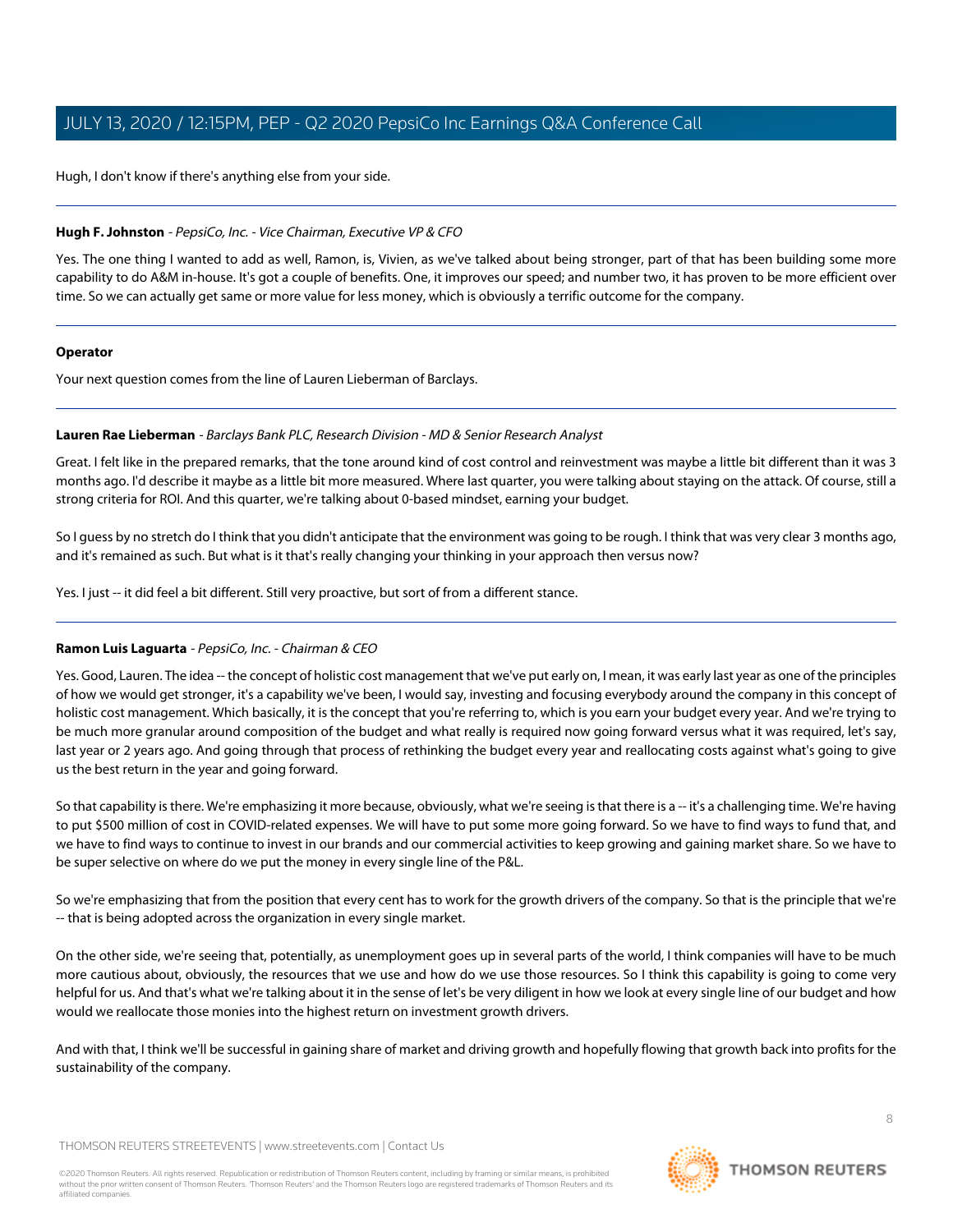Hugh, I don't know if there's anything else from your side.

---

**Hugh F. Johnston** - *PepsiCo, Inc. - Vice Chairman, Executive VP & CFO*

Yes. The one thing I wanted to add as well, Ramon, is, Vivien, as we've talked about being stronger, part of that has been building some more capability to do A&M in-house. It's got a couple of benefits. One, it improves our speed; and number two, it has proven to be more efficient over time. So we can actually get same or more value for less money, which is obviously a terrific outcome for the company.

---

**Operator**

Your next question comes from the line of Lauren Lieberman of Barclays.

---

**Lauren Rae Lieberman** - *Barclays Bank PLC, Research Division - MD & Senior Research Analyst*

Great. I felt like in the prepared remarks, that the tone around kind of cost control and reinvestment was maybe a little bit different than it was 3 months ago. I'd describe it maybe as a little bit more measured. Where last quarter, you were talking about staying on the attack. Of course, still a strong criteria for ROI. And this quarter, we're talking about 0-based mindset, earning your budget.

So I guess by no stretch do I think that you didn't anticipate that the environment was going to be rough. I think that was very clear 3 months ago, and it's remained as such. But what is it that's really changing your thinking in your approach then versus now?

Yes. I just -- it did feel a bit different. Still very proactive, but sort of from a different stance.

---

**Ramon Luis Laguarta** - *PepsiCo, Inc. - Chairman & CEO*

Yes. Good, Lauren. The idea -- the concept of holistic cost management that we've put early on, I mean, it was early last year as one of the principles of how we would get stronger, it's a capability we've been, I would say, investing and focusing everybody around the company in this concept of holistic cost management. Which basically, it is the concept that you're referring to, which is you earn your budget every year. And we're trying to be much more granular around composition of the budget and what really is required now going forward versus what it was required, let's say, last year or 2 years ago. And going through that process of rethinking the budget every year and reallocating costs against what's going to give us the best return in the year and going forward.

So that capability is there. We're emphasizing it more because, obviously, what we're seeing is that there is a -- it's a challenging time. We're having to put $500 million of cost in COVID-related expenses. We will have to put some more going forward. So we have to find ways to fund that, and we have to find ways to continue to invest in our brands and our commercial activities to keep growing and gaining market share. So we have to be super selective on where do we put the money in every single line of the P&L.

So we're emphasizing that from the position that every cent has to work for the growth drivers of the company. So that is the principle that we're -- that is being adopted across the organization in every single market.

On the other side, we're seeing that, potentially, as unemployment goes up in several parts of the world, I think companies will have to be much more cautious about, obviously, the resources that we use and how do we use those resources. So I think this capability is going to come very helpful for us. And that's what we're talking about it in the sense of let's be very diligent in how we look at every single line of our budget and how would we reallocate those monies into the highest return on investment growth drivers.

And with that, I think we'll be successful in gaining share of market and driving growth and hopefully flowing that growth back into profits for the sustainability of the company.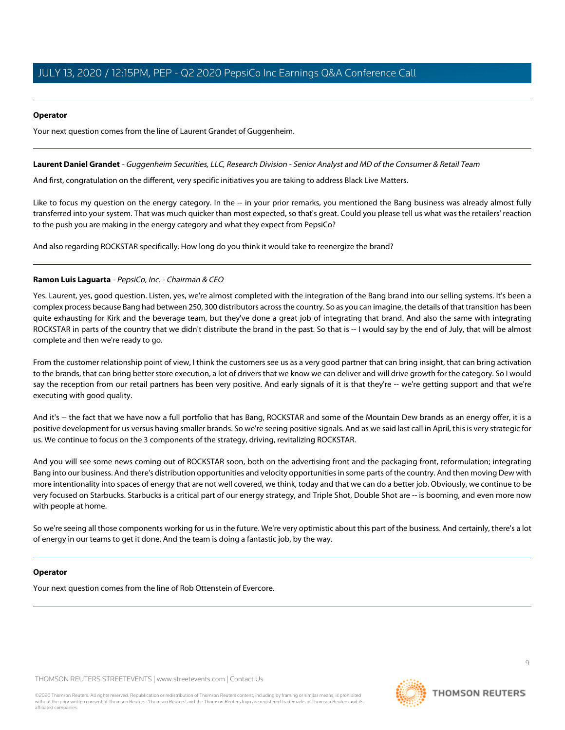**Operator**

Your next question comes from the line of Laurent Grandet of Guggenheim.

---

**Laurent Daniel Grandet** - *Guggenheim Securities, LLC, Research Division - Senior Analyst and MD of the Consumer & Retail Team*

And first, congratulation on the different, very specific initiatives you are taking to address Black Live Matters.

Like to focus my question on the energy category. In the -- in your prior remarks, you mentioned the Bang business was already almost fully transferred into your system. That was much quicker than most expected, so that's great. Could you please tell us what was the retailers' reaction to the push you are making in the energy category and what they expect from PepsiCo?

And also regarding ROCKSTAR specifically. How long do you think it would take to reenergize the brand?

---

**Ramon Luis Laguarta** - *PepsiCo, Inc. - Chairman & CEO*

Yes. Laurent, yes, good question. Listen, yes, we're almost completed with the integration of the Bang brand into our selling systems. It's been a complex process because Bang had between 250, 300 distributors across the country. So as you can imagine, the details of that transition has been quite exhausting for Kirk and the beverage team, but they've done a great job of integrating that brand. And also the same with integrating ROCKSTAR in parts of the country that we didn't distribute the brand in the past. So that is -- I would say by the end of July, that will be almost complete and then we're ready to go.

From the customer relationship point of view, I think the customers see us as a very good partner that can bring insight, that can bring activation to the brands, that can bring better store execution, a lot of drivers that we know we can deliver and will drive growth for the category. So I would say the reception from our retail partners has been very positive. And early signals of it is that they're -- we're getting support and that we're executing with good quality.

And it's -- the fact that we have now a full portfolio that has Bang, ROCKSTAR and some of the Mountain Dew brands as an energy offer, it is a positive development for us versus having smaller brands. So we're seeing positive signals. And as we said last call in April, this is very strategic for us. We continue to focus on the 3 components of the strategy, driving, revitalizing ROCKSTAR.

And you will see some news coming out of ROCKSTAR soon, both on the advertising front and the packaging front, reformulation; integrating Bang into our business. And there's distribution opportunities and velocity opportunities in some parts of the country. And then moving Dew with more intentionality into spaces of energy that are not well covered, we think, today and that we can do a better job. Obviously, we continue to be very focused on Starbucks. Starbucks is a critical part of our energy strategy, and Triple Shot, Double Shot are -- is booming, and even more now with people at home.

So we're seeing all those components working for us in the future. We're very optimistic about this part of the business. And certainly, there's a lot of energy in our teams to get it done. And the team is doing a fantastic job, by the way.

---

**Operator**

Your next question comes from the line of Rob Ottenstein of Evercore.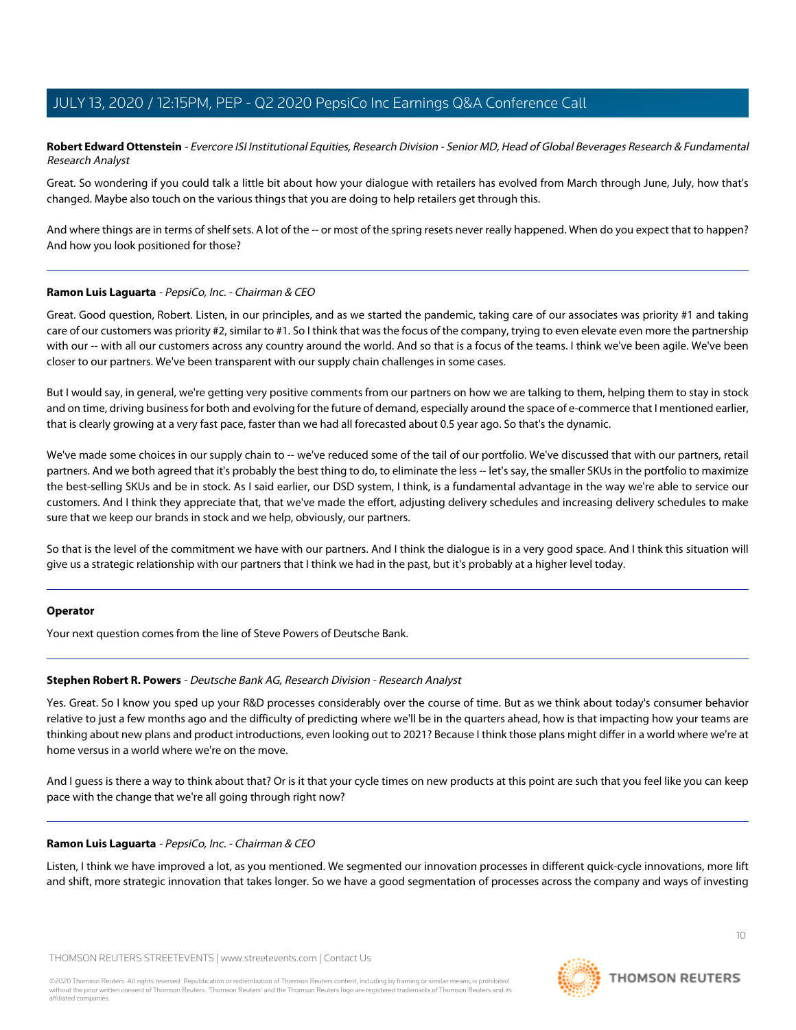**Robert Edward Ottenstein** - *Evercore ISI Institutional Equities, Research Division - Senior MD, Head of Global Beverages Research & Fundamental Research Analyst*

Great. So wondering if you could talk a little bit about how your dialogue with retailers has evolved from March through June, July, how that's changed. Maybe also touch on the various things that you are doing to help retailers get through this.

And where things are in terms of shelf sets. A lot of the -- or most of the spring resets never really happened. When do you expect that to happen? And how you look positioned for those?

---

**Ramon Luis Laguarta** - *PepsiCo, Inc. - Chairman & CEO*

Great. Good question, Robert. Listen, in our principles, and as we started the pandemic, taking care of our associates was priority #1 and taking care of our customers was priority #2, similar to #1. So I think that was the focus of the company, trying to even elevate even more the partnership with our -- with all our customers across any country around the world. And so that is a focus of the teams. I think we've been agile. We've been closer to our partners. We've been transparent with our supply chain challenges in some cases.

But I would say, in general, we're getting very positive comments from our partners on how we are talking to them, helping them to stay in stock and on time, driving business for both and evolving for the future of demand, especially around the space of e-commerce that I mentioned earlier, that is clearly growing at a very fast pace, faster than we had all forecasted about 0.5 year ago. So that's the dynamic.

We've made some choices in our supply chain to -- we've reduced some of the tail of our portfolio. We've discussed that with our partners, retail partners. And we both agreed that it's probably the best thing to do, to eliminate the less -- let's say, the smaller SKUs in the portfolio to maximize the best-selling SKUs and be in stock. As I said earlier, our DSD system, I think, is a fundamental advantage in the way we're able to service our customers. And I think they appreciate that, that we've made the effort, adjusting delivery schedules and increasing delivery schedules to make sure that we keep our brands in stock and we help, obviously, our partners.

So that is the level of the commitment we have with our partners. And I think the dialogue is in a very good space. And I think this situation will give us a strategic relationship with our partners that I think we had in the past, but it's probably at a higher level today.

---

**Operator**

Your next question comes from the line of Steve Powers of Deutsche Bank.

---

**Stephen Robert R. Powers** - *Deutsche Bank AG, Research Division - Research Analyst*

Yes. Great. So I know you sped up your R&D processes considerably over the course of time. But as we think about today's consumer behavior relative to just a few months ago and the difficulty of predicting where we'll be in the quarters ahead, how is that impacting how your teams are thinking about new plans and product introductions, even looking out to 2021? Because I think those plans might differ in a world where we're at home versus in a world where we're on the move.

And I guess is there a way to think about that? Or is it that your cycle times on new products at this point are such that you feel like you can keep pace with the change that we're all going through right now?

---

**Ramon Luis Laguarta** - *PepsiCo, Inc. - Chairman & CEO*

Listen, I think we have improved a lot, as you mentioned. We segmented our innovation processes in different quick-cycle innovations, more lift and shift, more strategic innovation that takes longer. So we have a good segmentation of processes across the company and ways of investing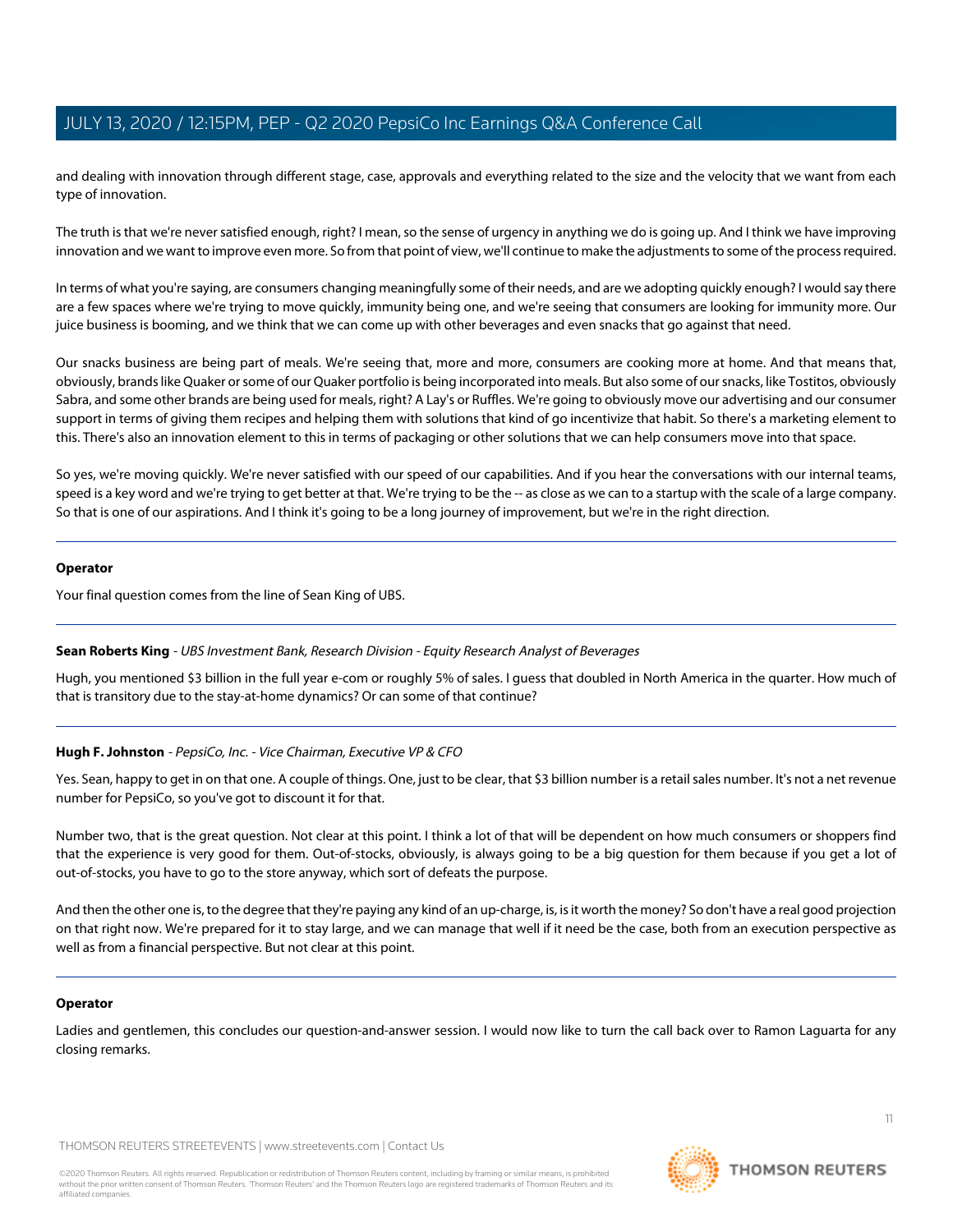and dealing with innovation through different stage, case, approvals and everything related to the size and the velocity that we want from each type of innovation.

The truth is that we're never satisfied enough, right? I mean, so the sense of urgency in anything we do is going up. And I think we have improving innovation and we want to improve even more. So from that point of view, we'll continue to make the adjustments to some of the process required.

In terms of what you're saying, are consumers changing meaningfully some of their needs, and are we adopting quickly enough? I would say there are a few spaces where we're trying to move quickly, immunity being one, and we're seeing that consumers are looking for immunity more. Our juice business is booming, and we think that we can come up with other beverages and even snacks that go against that need.

Our snacks business are being part of meals. We're seeing that, more and more, consumers are cooking more at home. And that means that, obviously, brands like Quaker or some of our Quaker portfolio is being incorporated into meals. But also some of our snacks, like Tostitos, obviously Sabra, and some other brands are being used for meals, right? A Lay's or Ruffles. We're going to obviously move our advertising and our consumer support in terms of giving them recipes and helping them with solutions that kind of go incentivize that habit. So there's a marketing element to this. There's also an innovation element to this in terms of packaging or other solutions that we can help consumers move into that space.

So yes, we're moving quickly. We're never satisfied with our speed of our capabilities. And if you hear the conversations with our internal teams, speed is a key word and we're trying to get better at that. We're trying to be the -- as close as we can to a startup with the scale of a large company. So that is one of our aspirations. And I think it's going to be a long journey of improvement, but we're in the right direction.

---

**Operator**

Your final question comes from the line of Sean King of UBS.

---

**Sean Roberts King** - *UBS Investment Bank, Research Division - Equity Research Analyst of Beverages*

Hugh, you mentioned $3 billion in the full year e-com or roughly 5% of sales. I guess that doubled in North America in the quarter. How much of that is transitory due to the stay-at-home dynamics? Or can some of that continue?

---

**Hugh F. Johnston** - *PepsiCo, Inc. - Vice Chairman, Executive VP & CFO*

Yes. Sean, happy to get in on that one. A couple of things. One, just to be clear, that $3 billion number is a retail sales number. It's not a net revenue number for PepsiCo, so you've got to discount it for that.

Number two, that is the great question. Not clear at this point. I think a lot of that will be dependent on how much consumers or shoppers find that the experience is very good for them. Out-of-stocks, obviously, is always going to be a big question for them because if you get a lot of out-of-stocks, you have to go to the store anyway, which sort of defeats the purpose.

And then the other one is, to the degree that they're paying any kind of an up-charge, is, is it worth the money? So don't have a real good projection on that right now. We're prepared for it to stay large, and we can manage that well if it need be the case, both from an execution perspective as well as from a financial perspective. But not clear at this point.

---

**Operator**

Ladies and gentlemen, this concludes our question-and-answer session. I would now like to turn the call back over to Ramon Laguarta for any closing remarks.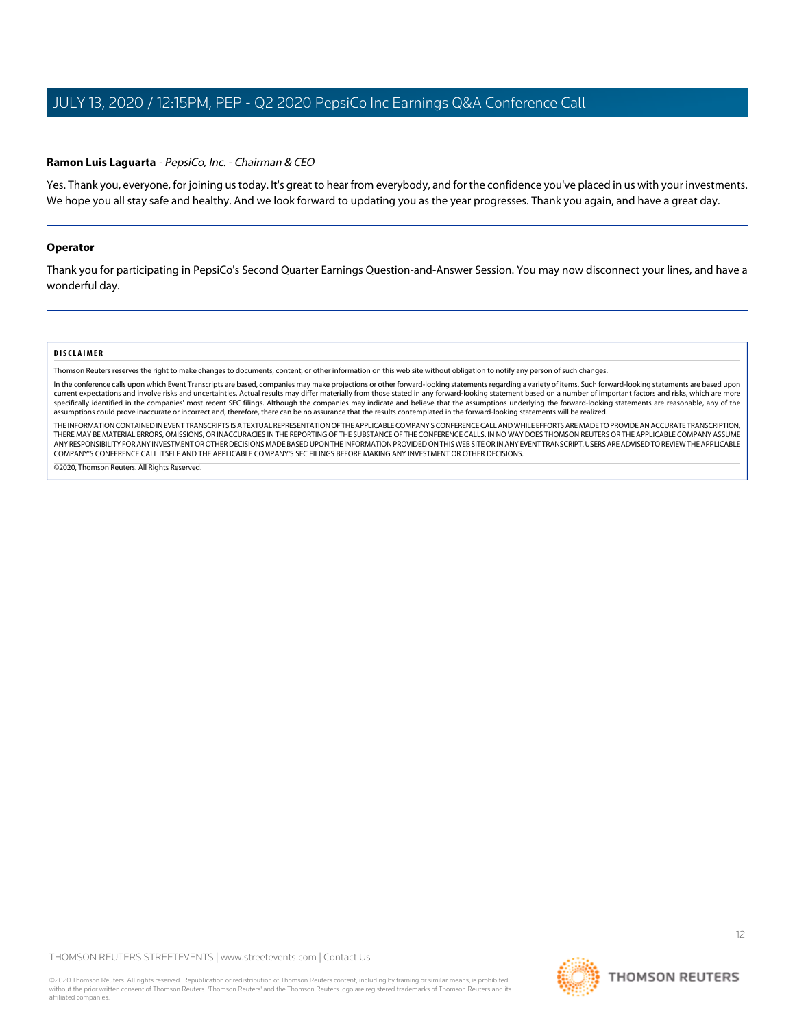**Ramon Luis Laguarta** - *PepsiCo, Inc. - Chairman & CEO*

Yes. Thank you, everyone, for joining us today. It's great to hear from everybody, and for the confidence you've placed in us with your investments. We hope you all stay safe and healthy. And we look forward to updating you as the year progresses. Thank you again, and have a great day.

---

**Operator**

Thank you for participating in PepsiCo's Second Quarter Earnings Question-and-Answer Session. You may now disconnect your lines, and have a wonderful day.

---

**DISCLAIMER**

Thomson Reuters reserves the right to make changes to documents, content, or other information on this web site without obligation to notify any person of such changes.

In the conference calls upon which Event Transcripts are based, companies may make projections or other forward-looking statements regarding a variety of items. Such forward-looking statements are based upon current expectations and involve risks and uncertainties. Actual results may differ materially from those stated in any forward-looking statement based on a number of important factors and risks, which are more specifically identified in the companies' most recent SEC filings. Although the companies may indicate and believe that the assumptions underlying the forward-looking statements are reasonable, any of the assumptions could prove inaccurate or incorrect and, therefore, there can be no assurance that the results contemplated in the forward-looking statements will be realized.

THE INFORMATION CONTAINED IN EVENT TRANSCRIPTS IS A TEXTUAL REPRESENTATION OF THE APPLICABLE COMPANY'S CONFERENCE CALL AND WHILE EFFORTS ARE MADE TO PROVIDE AN ACCURATE TRANSCRIPTION, THERE MAY BE MATERIAL ERRORS, OMISSIONS, OR INACCURACIES IN THE REPORTING OF THE SUBSTANCE OF THE CONFERENCE CALLS. IN NO WAY DOES THOMSON REUTERS OR THE APPLICABLE COMPANY ASSUME ANY RESPONSIBILITY FOR ANY INVESTMENT OR OTHER DECISIONS MADE BASED UPON THE INFORMATION PROVIDED ON THIS WEB SITE OR IN ANY EVENT TRANSCRIPT. USERS ARE ADVISED TO REVIEW THE APPLICABLE COMPANY'S CONFERENCE CALL ITSELF AND THE APPLICABLE COMPANY'S SEC FILINGS BEFORE MAKING ANY INVESTMENT OR OTHER DECISIONS.

©2020, Thomson Reuters. All Rights Reserved.